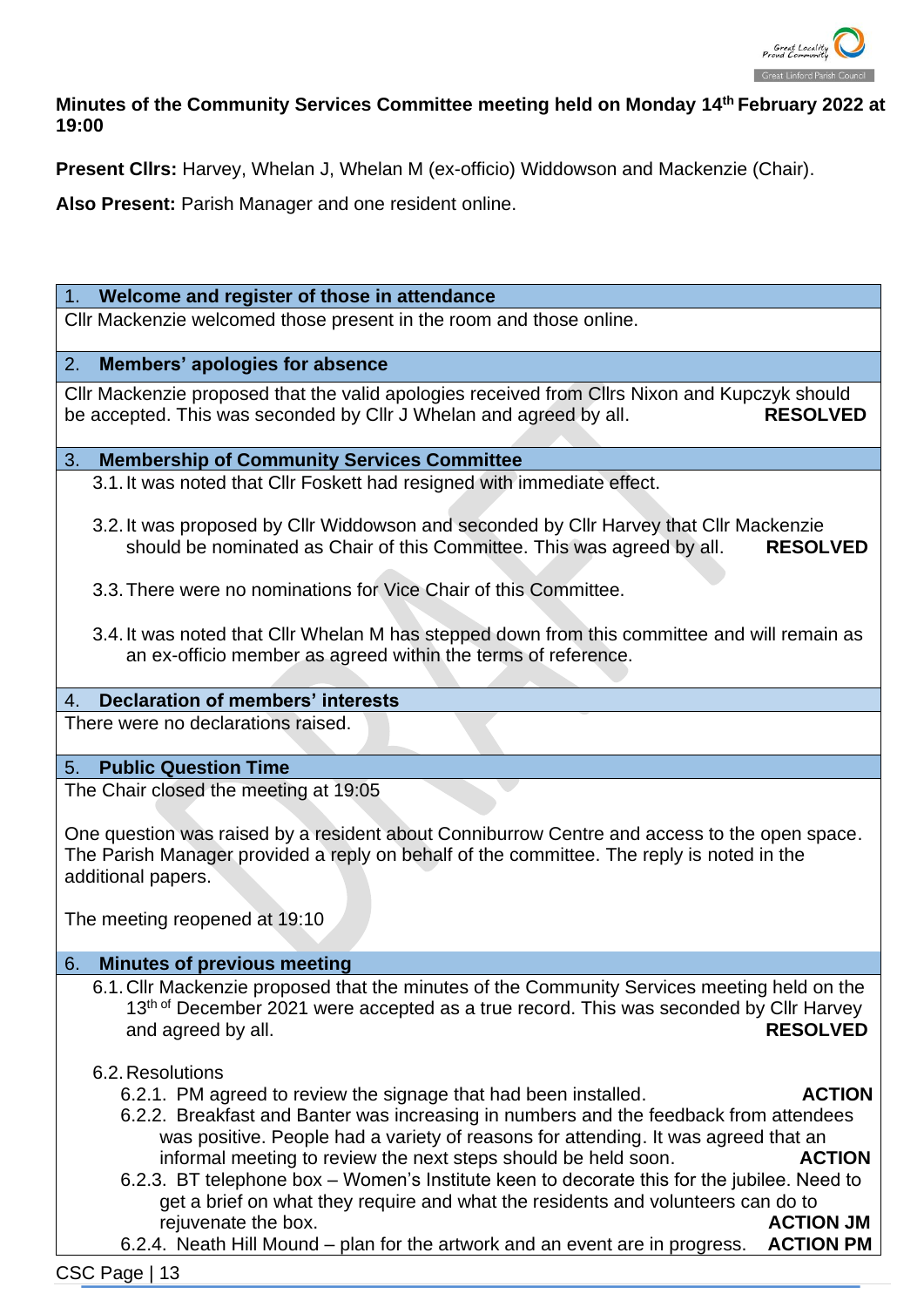**Minutes of the Community Services Committee meeting held on Monday 14th February 2022 at 19:00**

**Present Cllrs:** Harvey, Whelan J, Whelan M (ex-officio) Widdowson and Mackenzie (Chair).

**Also Present:** Parish Manager and one resident online.

## 1. Welcome and register of those in attendance

Cllr Mackenzie welcomed those present in the room and those online.

## 2. Members' apologies for absence

Cllr Mackenzie proposed that the valid apologies received from Cllrs Nixon and Kupczyk should be accepted. This was seconded by Cllr J Whelan and agreed by all. **RESOLVED**

## 3. Membership of Community Services Committee

3.1. It was noted that Cllr Foskett had resigned with immediate effect.

3.2. It was proposed by Cllr Widdowson and seconded by Cllr Harvey that Cllr Mackenzie should be nominated as Chair of this Committee. This was agreed by all. **RESOLVED**

3.3. There were no nominations for Vice Chair of this Committee.

3.4. It was noted that Cllr Whelan M has stepped down from this committee and will remain as an ex-officio member as agreed within the terms of reference.

## 4. Declaration of members' interests

There were no declarations raised.

## 5. Public Question Time

The Chair closed the meeting at 19:05

One question was raised by a resident about Conniburrow Centre and access to the open space. The Parish Manager provided a reply on behalf of the committee. The reply is noted in the additional papers.

The meeting reopened at 19:10

## 6. Minutes of previous meeting

6.1. Cllr Mackenzie proposed that the minutes of the Community Services meeting held on the 13th of December 2021 were accepted as a true record. This was seconded by Cllr Harvey and agreed by all. **RESOLVED**

6.2. Resolutions

6.2.1. PM agreed to review the signage that had been installed. **ACTION**

6.2.2. Breakfast and Banter was increasing in numbers and the feedback from attendees was positive. People had a variety of reasons for attending. It was agreed that an informal meeting to review the next steps should be held soon. **ACTION**

6.2.3. BT telephone box – Women's Institute keen to decorate this for the jubilee. Need to get a brief on what they require and what the residents and volunteers can do to rejuvenate the box. **ACTION JM**

6.2.4. Neath Hill Mound – plan for the artwork and an event are in progress. **ACTION PM**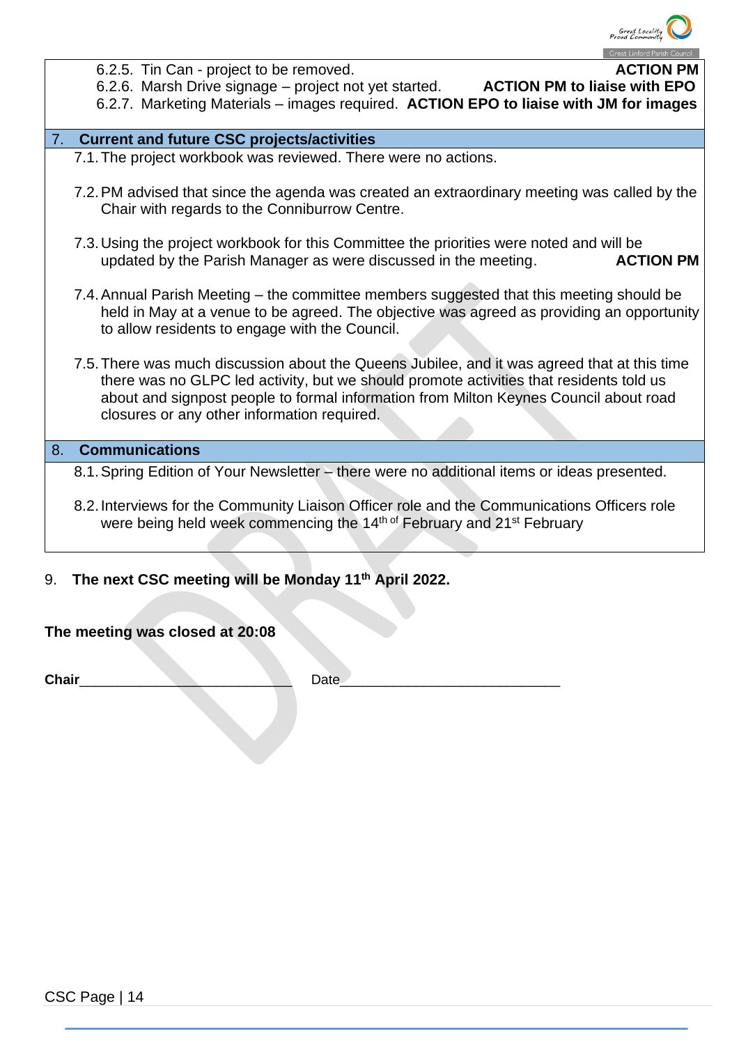6.2.5. Tin Can - project to be removed. **ACTION PM**

6.2.6. Marsh Drive signage – project not yet started. **ACTION PM to liaise with EPO**

6.2.7. Marketing Materials – images required. **ACTION EPO to liaise with JM for images**

## 7. Current and future CSC projects/activities

7.1. The project workbook was reviewed. There were no actions.

7.2. PM advised that since the agenda was created an extraordinary meeting was called by the Chair with regards to the Conniburrow Centre.

7.3. Using the project workbook for this Committee the priorities were noted and will be updated by the Parish Manager as were discussed in the meeting. **ACTION PM**

7.4. Annual Parish Meeting – the committee members suggested that this meeting should be held in May at a venue to be agreed. The objective was agreed as providing an opportunity to allow residents to engage with the Council.

7.5. There was much discussion about the Queens Jubilee, and it was agreed that at this time there was no GLPC led activity, but we should promote activities that residents told us about and signpost people to formal information from Milton Keynes Council about road closures or any other information required.

## 8. Communications

8.1. Spring Edition of Your Newsletter – there were no additional items or ideas presented.

8.2. Interviews for the Community Liaison Officer role and the Communications Officers role were being held week commencing the 14th of February and 21st February

9. **The next CSC meeting will be Monday 11th April 2022.**

**The meeting was closed at 20:08**

**Chair**____________________________ Date____________________________